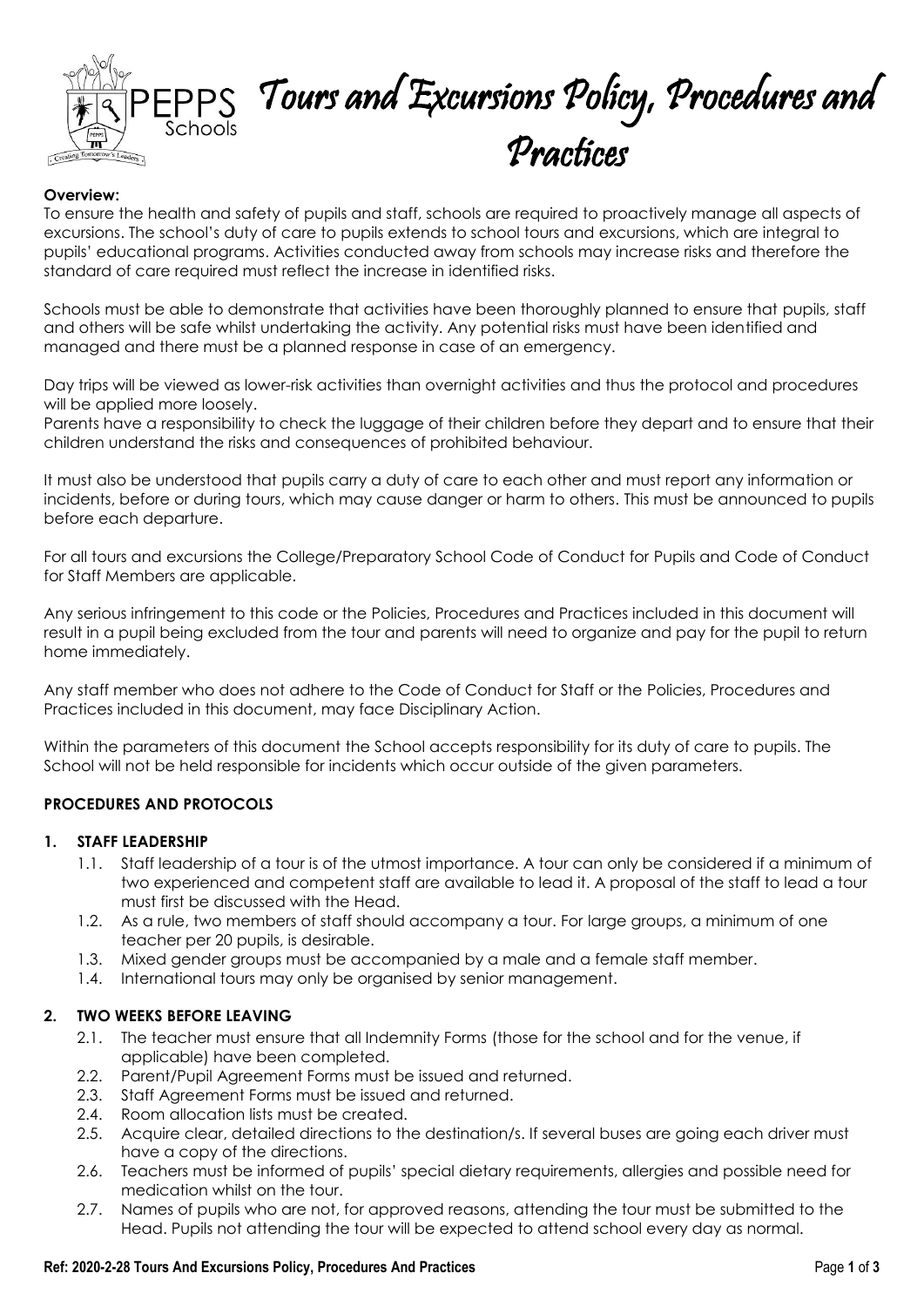# Tours and Excursions Policy, Procedures and Practices

**Overview:**

To ensure the health and safety of pupils and staff, schools are required to proactively manage all aspects of excursions. The school's duty of care to pupils extends to school tours and excursions, which are integral to pupils' educational programs. Activities conducted away from schools may increase risks and therefore the standard of care required must reflect the increase in identified risks.

Schools must be able to demonstrate that activities have been thoroughly planned to ensure that pupils, staff and others will be safe whilst undertaking the activity. Any potential risks must have been identified and managed and there must be a planned response in case of an emergency.

Day trips will be viewed as lower-risk activities than overnight activities and thus the protocol and procedures will be applied more loosely.

Parents have a responsibility to check the luggage of their children before they depart and to ensure that their children understand the risks and consequences of prohibited behaviour.

It must also be understood that pupils carry a duty of care to each other and must report any information or incidents, before or during tours, which may cause danger or harm to others. This must be announced to pupils before each departure.

For all tours and excursions the College/Preparatory School Code of Conduct for Pupils and Code of Conduct for Staff Members are applicable.

Any serious infringement to this code or the Policies, Procedures and Practices included in this document will result in a pupil being excluded from the tour and parents will need to organize and pay for the pupil to return home immediately.

Any staff member who does not adhere to the Code of Conduct for Staff or the Policies, Procedures and Practices included in this document, may face Disciplinary Action.

Within the parameters of this document the School accepts responsibility for its duty of care to pupils. The School will not be held responsible for incidents which occur outside of the given parameters.

## PROCEDURES AND PROTOCOLS

### 1. STAFF LEADERSHIP

1.1. Staff leadership of a tour is of the utmost importance. A tour can only be considered if a minimum of two experienced and competent staff are available to lead it. A proposal of the staff to lead a tour must first be discussed with the Head.

1.2. As a rule, two members of staff should accompany a tour. For large groups, a minimum of one teacher per 20 pupils, is desirable.

1.3. Mixed gender groups must be accompanied by a male and a female staff member.

1.4. International tours may only be organised by senior management.

### 2. TWO WEEKS BEFORE LEAVING

2.1. The teacher must ensure that all Indemnity Forms (those for the school and for the venue, if applicable) have been completed.

2.2. Parent/Pupil Agreement Forms must be issued and returned.

2.3. Staff Agreement Forms must be issued and returned.

2.4. Room allocation lists must be created.

2.5. Acquire clear, detailed directions to the destination/s. If several buses are going each driver must have a copy of the directions.

2.6. Teachers must be informed of pupils' special dietary requirements, allergies and possible need for medication whilst on the tour.

2.7. Names of pupils who are not, for approved reasons, attending the tour must be submitted to the Head. Pupils not attending the tour will be expected to attend school every day as normal.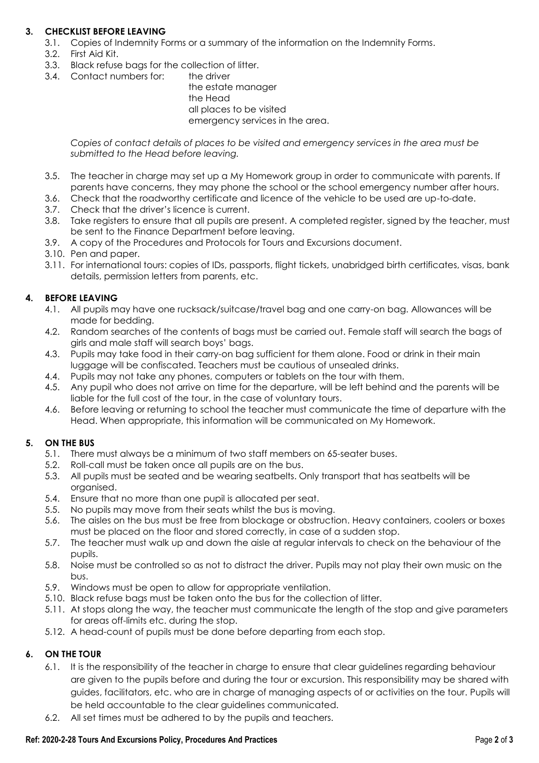## 3. CHECKLIST BEFORE LEAVING

3.1. Copies of Indemnity Forms or a summary of the information on the Indemnity Forms.

3.2. First Aid Kit.

3.3. Black refuse bags for the collection of litter.

3.4. Contact numbers for:
- the driver
- the estate manager
- the Head
- all places to be visited
- emergency services in the area.

*Copies of contact details of places to be visited and emergency services in the area must be submitted to the Head before leaving.*

3.5. The teacher in charge may set up a My Homework group in order to communicate with parents. If parents have concerns, they may phone the school or the school emergency number after hours.

3.6. Check that the roadworthy certificate and licence of the vehicle to be used are up-to-date.

3.7. Check that the driver's licence is current.

3.8. Take registers to ensure that all pupils are present. A completed register, signed by the teacher, must be sent to the Finance Department before leaving.

3.9. A copy of the Procedures and Protocols for Tours and Excursions document.

3.10. Pen and paper.

3.11. For international tours: copies of IDs, passports, flight tickets, unabridged birth certificates, visas, bank details, permission letters from parents, etc.

## 4. BEFORE LEAVING

4.1. All pupils may have one rucksack/suitcase/travel bag and one carry-on bag. Allowances will be made for bedding.

4.2. Random searches of the contents of bags must be carried out. Female staff will search the bags of girls and male staff will search boys' bags.

4.3. Pupils may take food in their carry-on bag sufficient for them alone. Food or drink in their main luggage will be confiscated. Teachers must be cautious of unsealed drinks.

4.4. Pupils may not take any phones, computers or tablets on the tour with them.

4.5. Any pupil who does not arrive on time for the departure, will be left behind and the parents will be liable for the full cost of the tour, in the case of voluntary tours.

4.6. Before leaving or returning to school the teacher must communicate the time of departure with the Head. When appropriate, this information will be communicated on My Homework.

## 5. ON THE BUS

5.1. There must always be a minimum of two staff members on 65-seater buses.

5.2. Roll-call must be taken once all pupils are on the bus.

5.3. All pupils must be seated and be wearing seatbelts. Only transport that has seatbelts will be organised.

5.4. Ensure that no more than one pupil is allocated per seat.

5.5. No pupils may move from their seats whilst the bus is moving.

5.6. The aisles on the bus must be free from blockage or obstruction. Heavy containers, coolers or boxes must be placed on the floor and stored correctly, in case of a sudden stop.

5.7. The teacher must walk up and down the aisle at regular intervals to check on the behaviour of the pupils.

5.8. Noise must be controlled so as not to distract the driver. Pupils may not play their own music on the bus.

5.9. Windows must be open to allow for appropriate ventilation.

5.10. Black refuse bags must be taken onto the bus for the collection of litter.

5.11. At stops along the way, the teacher must communicate the length of the stop and give parameters for areas off-limits etc. during the stop.

5.12. A head-count of pupils must be done before departing from each stop.

## 6. ON THE TOUR

6.1. It is the responsibility of the teacher in charge to ensure that clear guidelines regarding behaviour are given to the pupils before and during the tour or excursion. This responsibility may be shared with guides, facilitators, etc. who are in charge of managing aspects of or activities on the tour. Pupils will be held accountable to the clear guidelines communicated.

6.2. All set times must be adhered to by the pupils and teachers.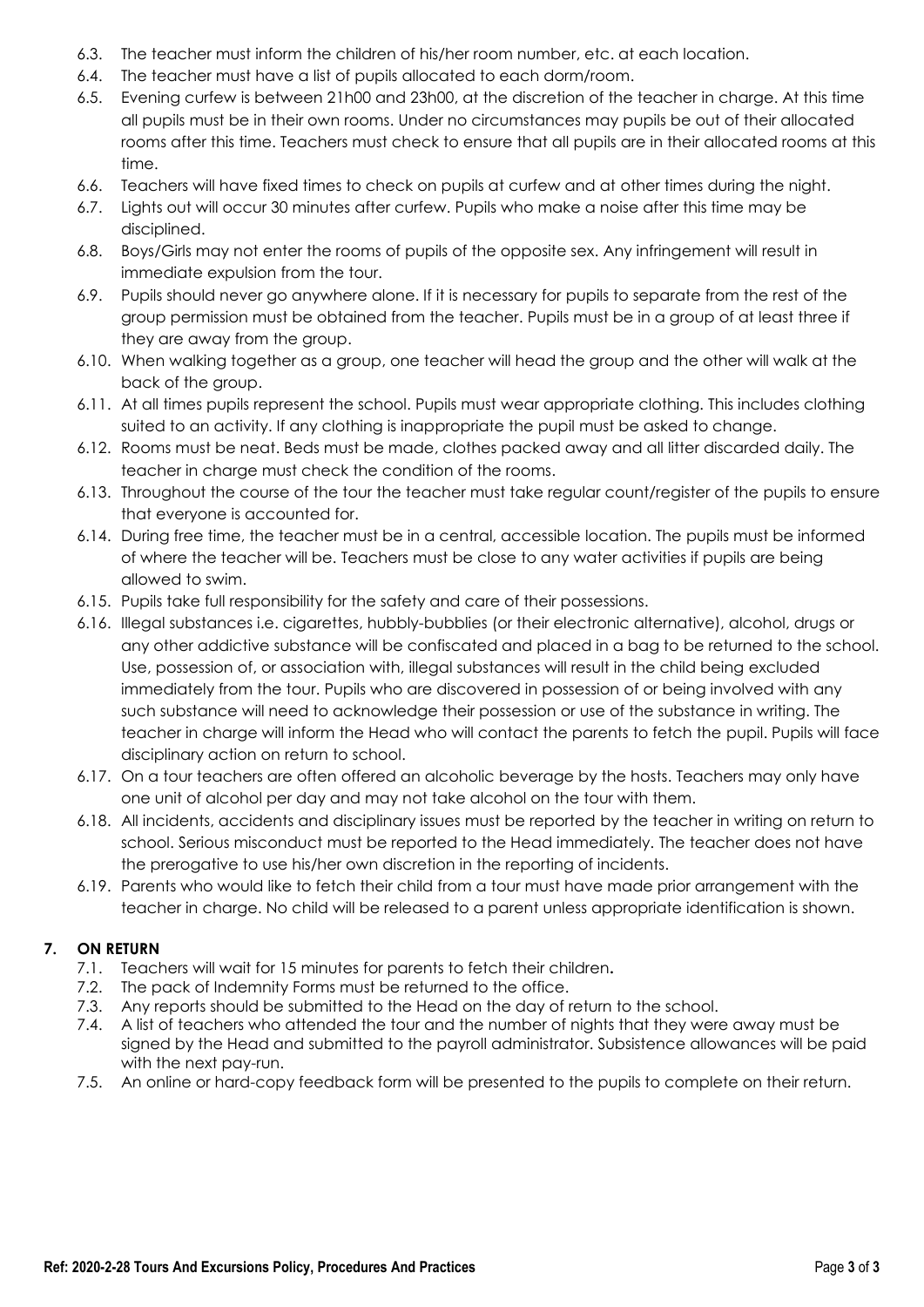6.3. The teacher must inform the children of his/her room number, etc. at each location.

6.4. The teacher must have a list of pupils allocated to each dorm/room.

6.5. Evening curfew is between 21h00 and 23h00, at the discretion of the teacher in charge. At this time all pupils must be in their own rooms. Under no circumstances may pupils be out of their allocated rooms after this time. Teachers must check to ensure that all pupils are in their allocated rooms at this time.

6.6. Teachers will have fixed times to check on pupils at curfew and at other times during the night.

6.7. Lights out will occur 30 minutes after curfew. Pupils who make a noise after this time may be disciplined.

6.8. Boys/Girls may not enter the rooms of pupils of the opposite sex. Any infringement will result in immediate expulsion from the tour.

6.9. Pupils should never go anywhere alone. If it is necessary for pupils to separate from the rest of the group permission must be obtained from the teacher. Pupils must be in a group of at least three if they are away from the group.

6.10. When walking together as a group, one teacher will head the group and the other will walk at the back of the group.

6.11. At all times pupils represent the school. Pupils must wear appropriate clothing. This includes clothing suited to an activity. If any clothing is inappropriate the pupil must be asked to change.

6.12. Rooms must be neat. Beds must be made, clothes packed away and all litter discarded daily. The teacher in charge must check the condition of the rooms.

6.13. Throughout the course of the tour the teacher must take regular count/register of the pupils to ensure that everyone is accounted for.

6.14. During free time, the teacher must be in a central, accessible location. The pupils must be informed of where the teacher will be. Teachers must be close to any water activities if pupils are being allowed to swim.

6.15. Pupils take full responsibility for the safety and care of their possessions.

6.16. Illegal substances i.e. cigarettes, hubbly-bubblies (or their electronic alternative), alcohol, drugs or any other addictive substance will be confiscated and placed in a bag to be returned to the school. Use, possession of, or association with, illegal substances will result in the child being excluded immediately from the tour. Pupils who are discovered in possession of or being involved with any such substance will need to acknowledge their possession or use of the substance in writing. The teacher in charge will inform the Head who will contact the parents to fetch the pupil. Pupils will face disciplinary action on return to school.

6.17. On a tour teachers are often offered an alcoholic beverage by the hosts. Teachers may only have one unit of alcohol per day and may not take alcohol on the tour with them.

6.18. All incidents, accidents and disciplinary issues must be reported by the teacher in writing on return to school. Serious misconduct must be reported to the Head immediately. The teacher does not have the prerogative to use his/her own discretion in the reporting of incidents.

6.19. Parents who would like to fetch their child from a tour must have made prior arrangement with the teacher in charge. No child will be released to a parent unless appropriate identification is shown.

## 7. ON RETURN

7.1. Teachers will wait for 15 minutes for parents to fetch their children**.**

7.2. The pack of Indemnity Forms must be returned to the office.

7.3. Any reports should be submitted to the Head on the day of return to the school.

7.4. A list of teachers who attended the tour and the number of nights that they were away must be signed by the Head and submitted to the payroll administrator. Subsistence allowances will be paid with the next pay-run.

7.5. An online or hard-copy feedback form will be presented to the pupils to complete on their return.